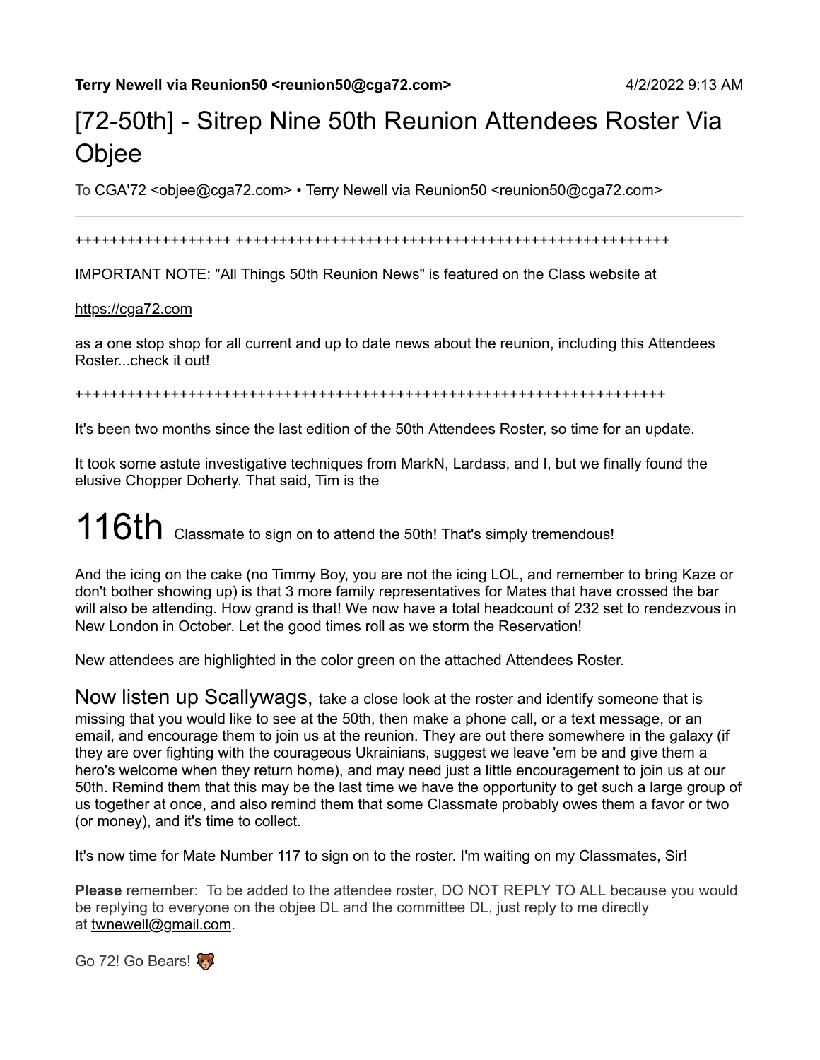**Terry Newell via Reunion50 <reunion50@cga72.com>** 4/2/2022 9:13 AM

# [72-50th] - Sitrep Nine 50th Reunion Attendees Roster Via Objee

To CGA'72 <objee@cga72.com> • Terry Newell via Reunion50 <reunion50@cga72.com>

---

++++++++++++++++++ +++++++++++++++++++++++++++++++++++++++++++++++++++++

IMPORTANT NOTE: "All Things 50th Reunion News" is featured on the Class website at

https://cga72.com

as a one stop shop for all current and up to date news about the reunion, including this Attendees Roster...check it out!

+++++++++++++++++++++++++++++++++++++++++++++++++++++++++++++++++++++++

It's been two months since the last edition of the 50th Attendees Roster, so time for an update.

It took some astute investigative techniques from MarkN, Lardass, and I, but we finally found the elusive Chopper Doherty. That said, Tim is the

# 116th Classmate to sign on to attend the 50th! That's simply tremendous!

And the icing on the cake (no Timmy Boy, you are not the icing LOL, and remember to bring Kaze or don't bother showing up) is that 3 more family representatives for Mates that have crossed the bar will also be attending. How grand is that! We now have a total headcount of 232 set to rendezvous in New London in October. Let the good times roll as we storm the Reservation!

New attendees are highlighted in the color green on the attached Attendees Roster.

Now listen up Scallywags, take a close look at the roster and identify someone that is missing that you would like to see at the 50th, then make a phone call, or a text message, or an email, and encourage them to join us at the reunion. They are out there somewhere in the galaxy (if they are over fighting with the courageous Ukrainians, suggest we leave 'em be and give them a hero's welcome when they return home), and may need just a little encouragement to join us at our 50th. Remind them that this may be the last time we have the opportunity to get such a large group of us together at once, and also remind them that some Classmate probably owes them a favor or two (or money), and it's time to collect.

It's now time for Mate Number 117 to sign on to the roster. I'm waiting on my Classmates, Sir!

**Please** remember: To be added to the attendee roster, DO NOT REPLY TO ALL because you would be replying to everyone on the objee DL and the committee DL, just reply to me directly at twnewell@gmail.com.

Go 72! Go Bears! 🐻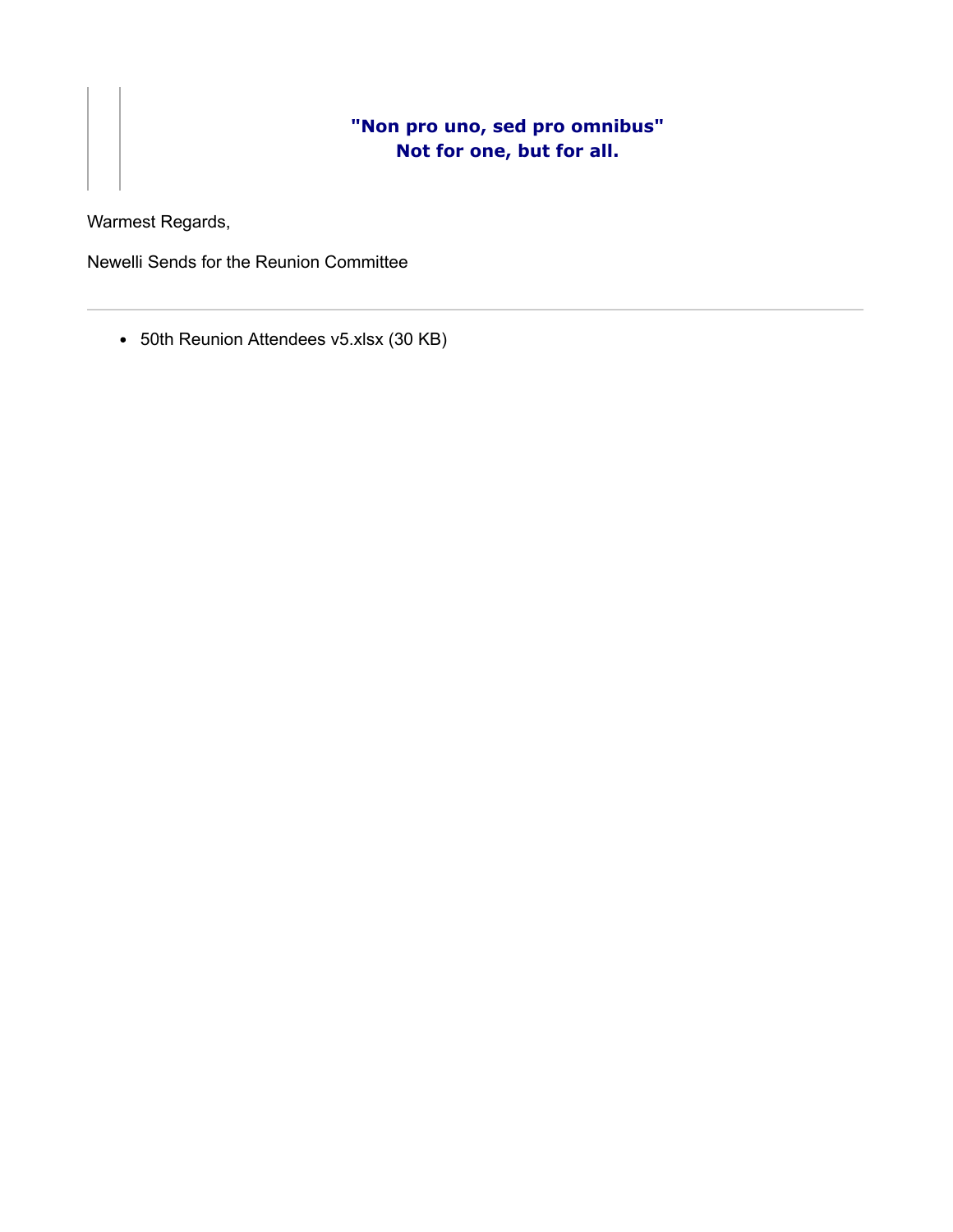> > **"Non pro uno, sed pro omnibus"**
> > **Not for one, but for all.**

Warmest Regards,

Newelli Sends for the Reunion Committee

---

- 50th Reunion Attendees v5.xlsx (30 KB)